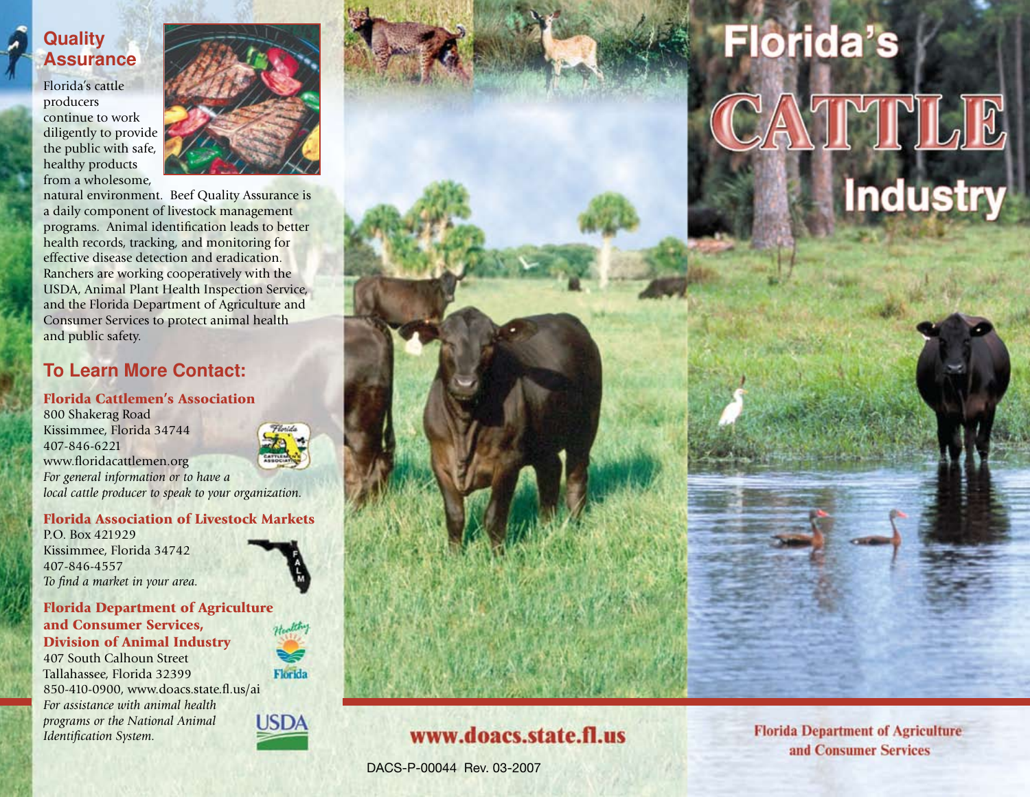## Quality Assurance

Florida's cattle producers continue to work diligently to provide the public with safe, healthy products from a wholesome, natural environment. Beef Quality Assurance is a daily component of livestock management programs. Animal identification leads to better health records, tracking, and monitoring for effective disease detection and eradication. Ranchers are working cooperatively with the USDA, Animal Plant Health Inspection Service, and the Florida Department of Agriculture and Consumer Services to protect animal health and public safety.

## To Learn More Contact:

### Florida Cattlemen's Association

800 Shakerag Road
Kissimmee, Florida 34744
407-846-6221
www.floridacattlemen.org
*For general information or to have a local cattle producer to speak to your organization.*

### Florida Association of Livestock Markets

P.O. Box 421929
Kissimmee, Florida 34742
407-846-4557
*To find a market in your area.*

### Florida Department of Agriculture and Consumer Services, Division of Animal Industry

407 South Calhoun Street
Tallahassee, Florida 32399
850-410-0900, www.doacs.state.fl.us/ai
*For assistance with animal health programs or the National Animal Identification System.*

**www.doacs.state.fl.us**

DACS-P-00044 Rev. 03-2007

# Florida's CATTLE Industry

**Florida Department of Agriculture and Consumer Services**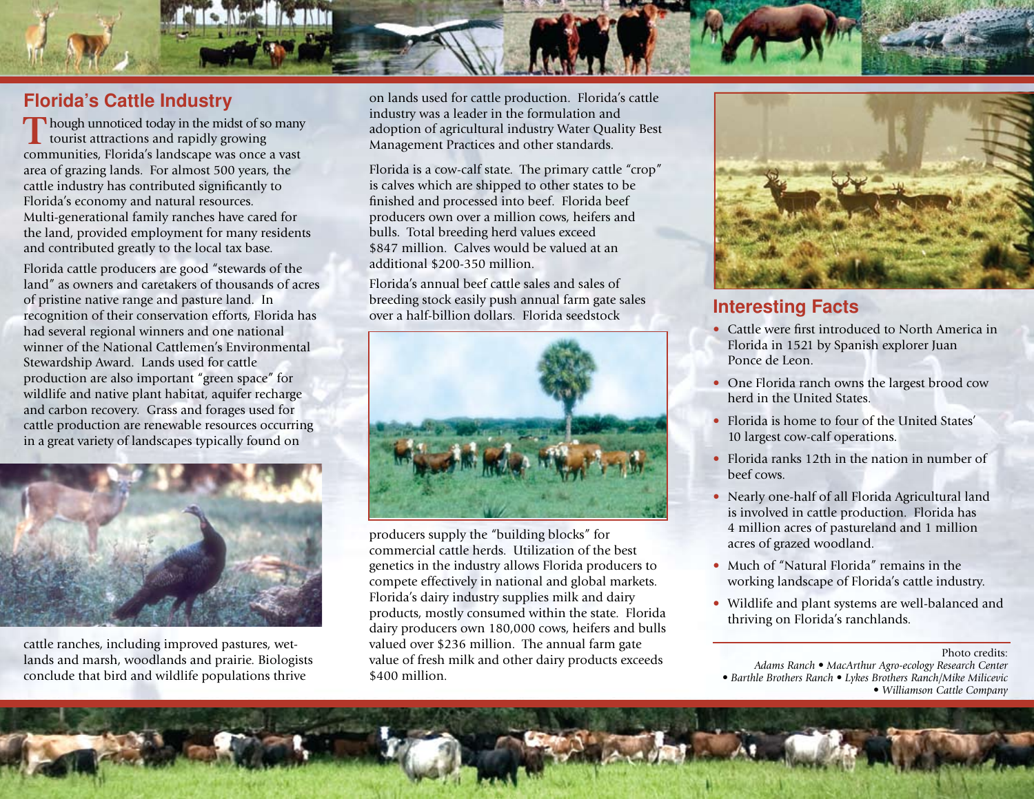## Florida's Cattle Industry

Though unnoticed today in the midst of so many tourist attractions and rapidly growing communities, Florida's landscape was once a vast area of grazing lands. For almost 500 years, the cattle industry has contributed significantly to Florida's economy and natural resources. Multi-generational family ranches have cared for the land, provided employment for many residents and contributed greatly to the local tax base.

Florida cattle producers are good "stewards of the land" as owners and caretakers of thousands of acres of pristine native range and pasture land. In recognition of their conservation efforts, Florida has had several regional winners and one national winner of the National Cattlemen's Environmental Stewardship Award. Lands used for cattle production are also important "green space" for wildlife and native plant habitat, aquifer recharge and carbon recovery. Grass and forages used for cattle production are renewable resources occurring in a great variety of landscapes typically found on cattle ranches, including improved pastures, wetlands and marsh, woodlands and prairie. Biologists conclude that bird and wildlife populations thrive on lands used for cattle production. Florida's cattle industry was a leader in the formulation and adoption of agricultural industry Water Quality Best Management Practices and other standards.

Florida is a cow-calf state. The primary cattle "crop" is calves which are shipped to other states to be finished and processed into beef. Florida beef producers own over a million cows, heifers and bulls. Total breeding herd values exceed $847 million. Calves would be valued at an additional $200-350 million.

Florida's annual beef cattle sales and sales of breeding stock easily push annual farm gate sales over a half-billion dollars. Florida seedstock producers supply the "building blocks" for commercial cattle herds. Utilization of the best genetics in the industry allows Florida producers to compete effectively in national and global markets. Florida's dairy industry supplies milk and dairy products, mostly consumed within the state. Florida dairy producers own 180,000 cows, heifers and bulls valued over $236 million. The annual farm gate value of fresh milk and other dairy products exceeds $400 million.

## Interesting Facts

- Cattle were first introduced to North America in Florida in 1521 by Spanish explorer Juan Ponce de Leon.
- One Florida ranch owns the largest brood cow herd in the United States.
- Florida is home to four of the United States' 10 largest cow-calf operations.
- Florida ranks 12th in the nation in number of beef cows.
- Nearly one-half of all Florida Agricultural land is involved in cattle production. Florida has 4 million acres of pastureland and 1 million acres of grazed woodland.
- Much of "Natural Florida" remains in the working landscape of Florida's cattle industry.
- Wildlife and plant systems are well-balanced and thriving on Florida's ranchlands.

Photo credits:
*Adams Ranch • MacArthur Agro-ecology Research Center • Barthle Brothers Ranch • Lykes Brothers Ranch/Mike Milicevic • Williamson Cattle Company*